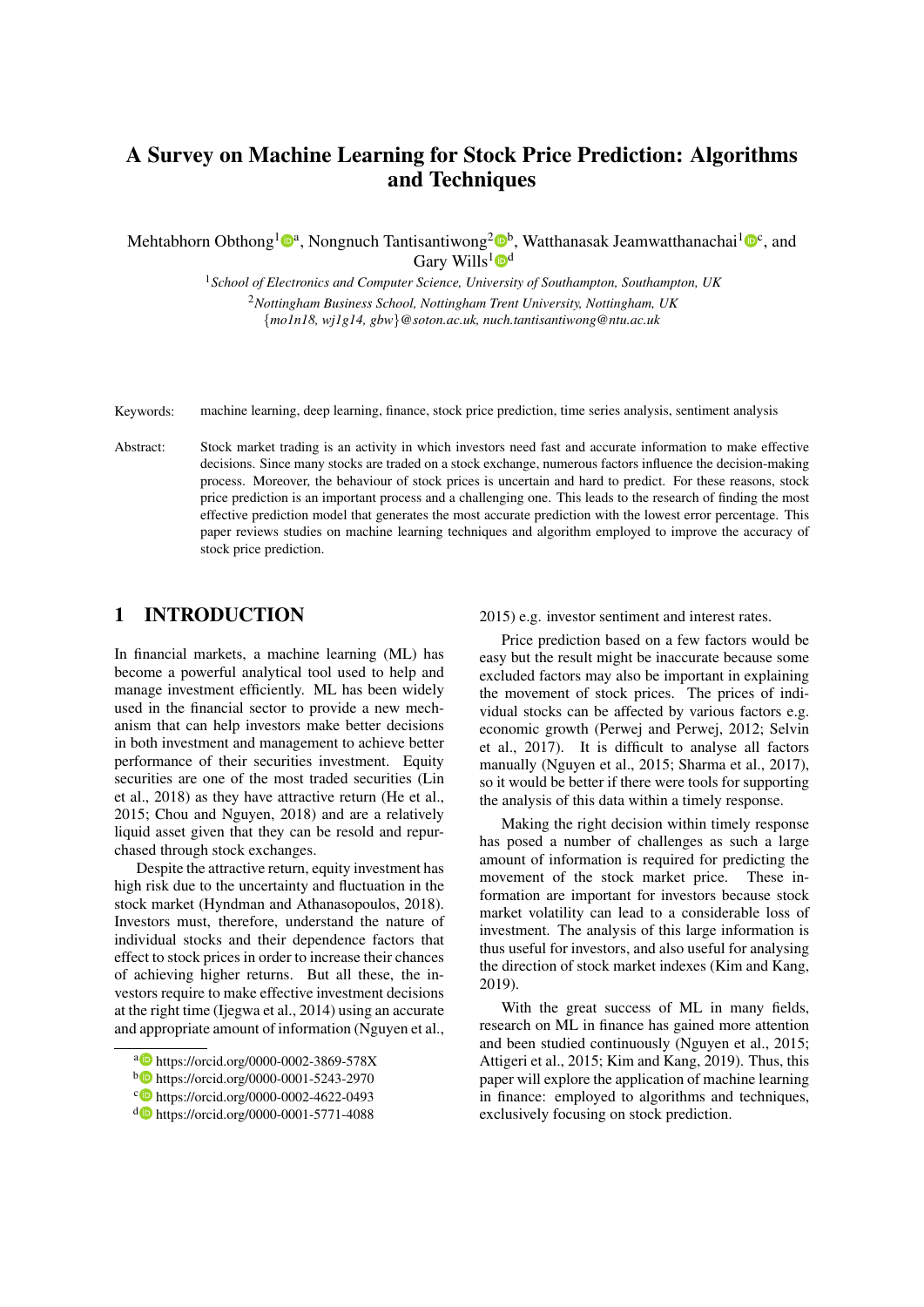# A Survey on Machine Learning for Stock Price Prediction: Algorithms and Techniques

Mehtabhorn Obthong[1][a], Nongnuch Tantisantiwong[2][b], Watthanasak Jeamwatthanachai[1][c], and Gary Wills[1][d]

[1]*School of Electronics and Computer Science, University of Southampton, Southampton, UK*

[2]*Nottingham Business School, Nottingham Trent University, Nottingham, UK*

{*mo1n18, wj1g14, gbw*}*@soton.ac.uk, nuch.tantisantiwong@ntu.ac.uk*

Keywords: machine learning, deep learning, finance, stock price prediction, time series analysis, sentiment analysis

Abstract: Stock market trading is an activity in which investors need fast and accurate information to make effective decisions. Since many stocks are traded on a stock exchange, numerous factors influence the decision-making process. Moreover, the behaviour of stock prices is uncertain and hard to predict. For these reasons, stock price prediction is an important process and a challenging one. This leads to the research of finding the most effective prediction model that generates the most accurate prediction with the lowest error percentage. This paper reviews studies on machine learning techniques and algorithm employed to improve the accuracy of stock price prediction.

## 1 INTRODUCTION

In financial markets, a machine learning (ML) has become a powerful analytical tool used to help and manage investment efficiently. ML has been widely used in the financial sector to provide a new mechanism that can help investors make better decisions in both investment and management to achieve better performance of their securities investment. Equity securities are one of the most traded securities (Lin et al., 2018) as they have attractive return (He et al., 2015; Chou and Nguyen, 2018) and are a relatively liquid asset given that they can be resold and repurchased through stock exchanges.

Despite the attractive return, equity investment has high risk due to the uncertainty and fluctuation in the stock market (Hyndman and Athanasopoulos, 2018). Investors must, therefore, understand the nature of individual stocks and their dependence factors that effect to stock prices in order to increase their chances of achieving higher returns. But all these, the investors require to make effective investment decisions at the right time (Ijegwa et al., 2014) using an accurate and appropriate amount of information (Nguyen et al., 2015) e.g. investor sentiment and interest rates.

Price prediction based on a few factors would be easy but the result might be inaccurate because some excluded factors may also be important in explaining the movement of stock prices. The prices of individual stocks can be affected by various factors e.g. economic growth (Perwej and Perwej, 2012; Selvin et al., 2017). It is difficult to analyse all factors manually (Nguyen et al., 2015; Sharma et al., 2017), so it would be better if there were tools for supporting the analysis of this data within a timely response.

Making the right decision within timely response has posed a number of challenges as such a large amount of information is required for predicting the movement of the stock market price. These information are important for investors because stock market volatility can lead to a considerable loss of investment. The analysis of this large information is thus useful for investors, and also useful for analysing the direction of stock market indexes (Kim and Kang, 2019).

With the great success of ML in many fields, research on ML in finance has gained more attention and been studied continuously (Nguyen et al., 2015; Attigeri et al., 2015; Kim and Kang, 2019). Thus, this paper will explore the application of machine learning in finance: employed to algorithms and techniques, exclusively focusing on stock prediction.

[a] https://orcid.org/0000-0002-3869-578X
[b] https://orcid.org/0000-0001-5243-2970
[c] https://orcid.org/0000-0002-4622-0493
[d] https://orcid.org/0000-0001-5771-4088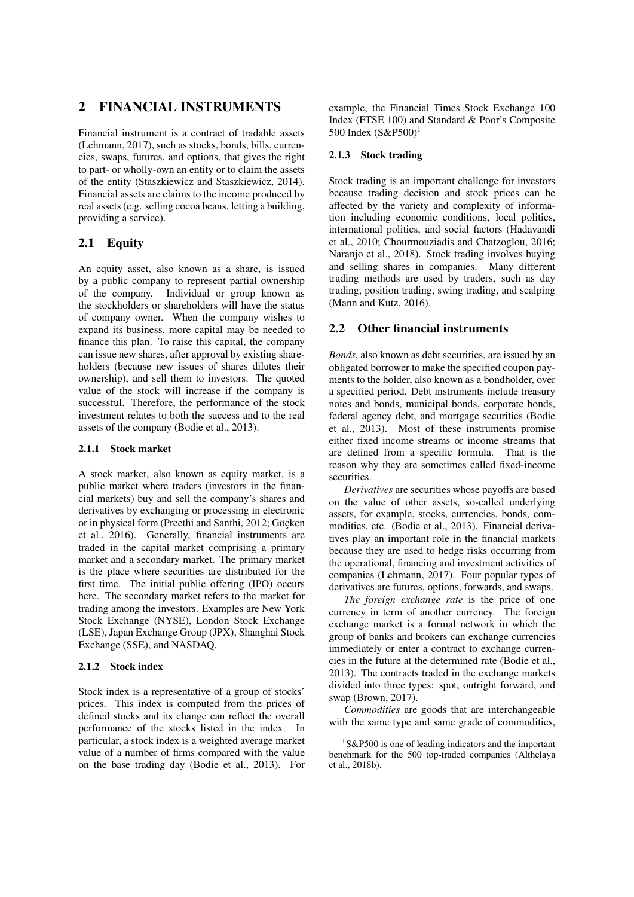## 2 FINANCIAL INSTRUMENTS

Financial instrument is a contract of tradable assets (Lehmann, 2017), such as stocks, bonds, bills, currencies, swaps, futures, and options, that gives the right to part- or wholly-own an entity or to claim the assets of the entity (Staszkiewicz and Staszkiewicz, 2014). Financial assets are claims to the income produced by real assets (e.g. selling cocoa beans, letting a building, providing a service).

### 2.1 Equity

An equity asset, also known as a share, is issued by a public company to represent partial ownership of the company. Individual or group known as the stockholders or shareholders will have the status of company owner. When the company wishes to expand its business, more capital may be needed to finance this plan. To raise this capital, the company can issue new shares, after approval by existing shareholders (because new issues of shares dilutes their ownership), and sell them to investors. The quoted value of the stock will increase if the company is successful. Therefore, the performance of the stock investment relates to both the success and to the real assets of the company (Bodie et al., 2013).

#### 2.1.1 Stock market

A stock market, also known as equity market, is a public market where traders (investors in the financial markets) buy and sell the company's shares and derivatives by exchanging or processing in electronic or in physical form (Preethi and Santhi, 2012; Göçken et al., 2016). Generally, financial instruments are traded in the capital market comprising a primary market and a secondary market. The primary market is the place where securities are distributed for the first time. The initial public offering (IPO) occurs here. The secondary market refers to the market for trading among the investors. Examples are New York Stock Exchange (NYSE), London Stock Exchange (LSE), Japan Exchange Group (JPX), Shanghai Stock Exchange (SSE), and NASDAQ.

#### 2.1.2 Stock index

Stock index is a representative of a group of stocks' prices. This index is computed from the prices of defined stocks and its change can reflect the overall performance of the stocks listed in the index. In particular, a stock index is a weighted average market value of a number of firms compared with the value on the base trading day (Bodie et al., 2013). For example, the Financial Times Stock Exchange 100 Index (FTSE 100) and Standard & Poor's Composite 500 Index (S&P500)[1]

#### 2.1.3 Stock trading

Stock trading is an important challenge for investors because trading decision and stock prices can be affected by the variety and complexity of information including economic conditions, local politics, international politics, and social factors (Hadavandi et al., 2010; Chourmouziadis and Chatzoglou, 2016; Naranjo et al., 2018). Stock trading involves buying and selling shares in companies. Many different trading methods are used by traders, such as day trading, position trading, swing trading, and scalping (Mann and Kutz, 2016).

### 2.2 Other financial instruments

*Bonds*, also known as debt securities, are issued by an obligated borrower to make the specified coupon payments to the holder, also known as a bondholder, over a specified period. Debt instruments include treasury notes and bonds, municipal bonds, corporate bonds, federal agency debt, and mortgage securities (Bodie et al., 2013). Most of these instruments promise either fixed income streams or income streams that are defined from a specific formula. That is the reason why they are sometimes called fixed-income securities.

*Derivatives* are securities whose payoffs are based on the value of other assets, so-called underlying assets, for example, stocks, currencies, bonds, commodities, etc. (Bodie et al., 2013). Financial derivatives play an important role in the financial markets because they are used to hedge risks occurring from the operational, financing and investment activities of companies (Lehmann, 2017). Four popular types of derivatives are futures, options, forwards, and swaps.

*The foreign exchange rate* is the price of one currency in term of another currency. The foreign exchange market is a formal network in which the group of banks and brokers can exchange currencies immediately or enter a contract to exchange currencies in the future at the determined rate (Bodie et al., 2013). The contracts traded in the exchange markets divided into three types: spot, outright forward, and swap (Brown, 2017).

*Commodities* are goods that are interchangeable with the same type and same grade of commodities,

[1] S&P500 is one of leading indicators and the important benchmark for the 500 top-traded companies (Althelaya et al., 2018b).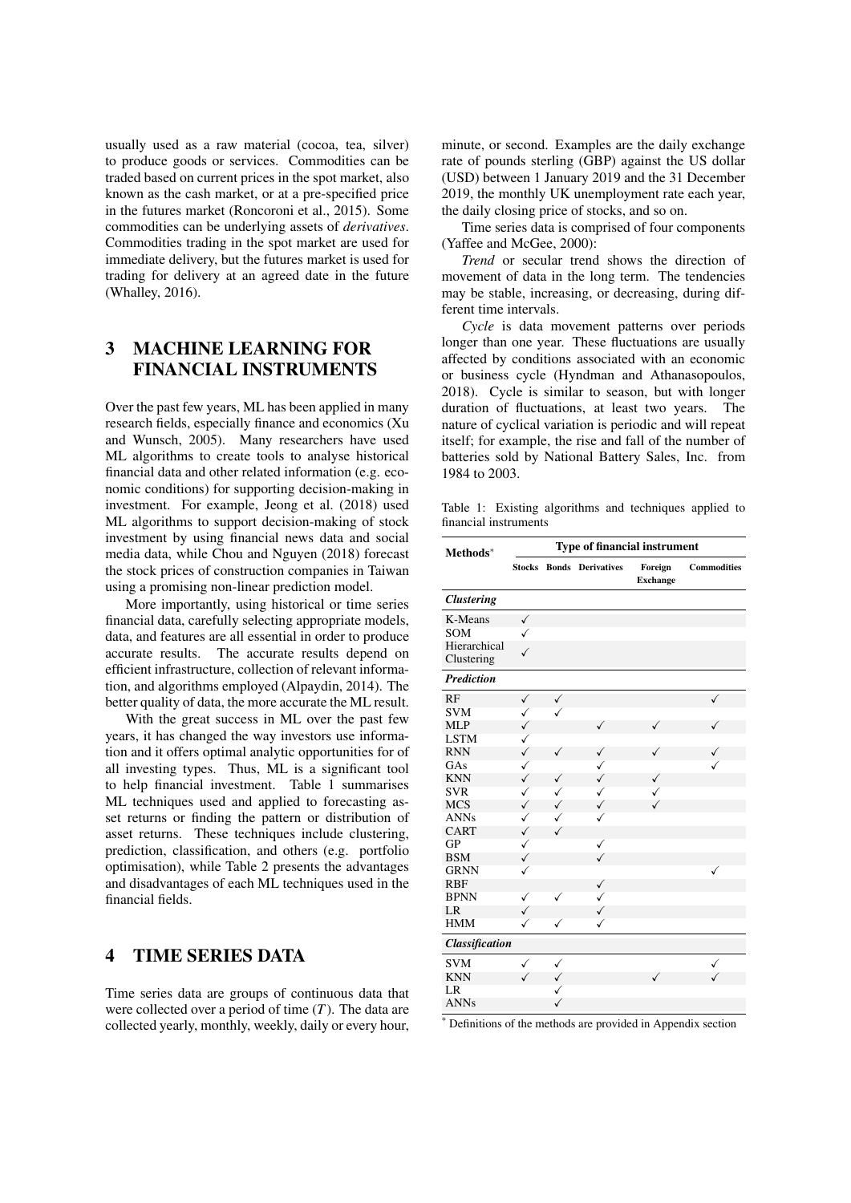usually used as a raw material (cocoa, tea, silver) to produce goods or services. Commodities can be traded based on current prices in the spot market, also known as the cash market, or at a pre-specified price in the futures market (Roncoroni et al., 2015). Some commodities can be underlying assets of *derivatives*. Commodities trading in the spot market are used for immediate delivery, but the futures market is used for trading for delivery at an agreed date in the future (Whalley, 2016).

## 3 MACHINE LEARNING FOR FINANCIAL INSTRUMENTS

Over the past few years, ML has been applied in many research fields, especially finance and economics (Xu and Wunsch, 2005). Many researchers have used ML algorithms to create tools to analyse historical financial data and other related information (e.g. economic conditions) for supporting decision-making in investment. For example, Jeong et al. (2018) used ML algorithms to support decision-making of stock investment by using financial news data and social media data, while Chou and Nguyen (2018) forecast the stock prices of construction companies in Taiwan using a promising non-linear prediction model.

More importantly, using historical or time series financial data, carefully selecting appropriate models, data, and features are all essential in order to produce accurate results. The accurate results depend on efficient infrastructure, collection of relevant information, and algorithms employed (Alpaydin, 2014). The better quality of data, the more accurate the ML result.

With the great success in ML over the past few years, it has changed the way investors use information and it offers optimal analytic opportunities for of all investing types. Thus, ML is a significant tool to help financial investment. Table 1 summarises ML techniques used and applied to forecasting asset returns or finding the pattern or distribution of asset returns. These techniques include clustering, prediction, classification, and others (e.g. portfolio optimisation), while Table 2 presents the advantages and disadvantages of each ML techniques used in the financial fields.

## 4 TIME SERIES DATA

Time series data are groups of continuous data that were collected over a period of time ($T$). The data are collected yearly, monthly, weekly, daily or every hour, minute, or second. Examples are the daily exchange rate of pounds sterling (GBP) against the US dollar (USD) between 1 January 2019 and the 31 December 2019, the monthly UK unemployment rate each year, the daily closing price of stocks, and so on.

Time series data is comprised of four components (Yaffee and McGee, 2000):

*Trend* or secular trend shows the direction of movement of data in the long term. The tendencies may be stable, increasing, or decreasing, during different time intervals.

*Cycle* is data movement patterns over periods longer than one year. These fluctuations are usually affected by conditions associated with an economic or business cycle (Hyndman and Athanasopoulos, 2018). Cycle is similar to season, but with longer duration of fluctuations, at least two years. The nature of cyclical variation is periodic and will repeat itself; for example, the rise and fall of the number of batteries sold by National Battery Sales, Inc. from 1984 to 2003.

Table 1: Existing algorithms and techniques applied to financial instruments

| Methods* | Type of financial instrument | | | | |
|---|---|---|---|---|---|
| | Stocks | Bonds | Derivatives | Foreign Exchange | Commodities |
| ***Clustering*** | | | | | |
| K-Means | ✓ | | | | |
| SOM | ✓ | | | | |
| Hierarchical Clustering | ✓ | | | | |
| ***Prediction*** | | | | | |
| RF | ✓ | ✓ | | | ✓ |
| SVM | ✓ | ✓ | | | |
| MLP | ✓ | | ✓ | ✓ | ✓ |
| LSTM | ✓ | | | | |
| RNN | ✓ | ✓ | ✓ | ✓ | ✓ |
| GAs | ✓ | | ✓ | | ✓ |
| KNN | ✓ | ✓ | ✓ | ✓ | |
| SVR | ✓ | ✓ | ✓ | ✓ | |
| MCS | ✓ | ✓ | ✓ | ✓ | |
| ANNs | ✓ | ✓ | ✓ | | |
| CART | ✓ | ✓ | | | |
| GP | ✓ | | ✓ | | |
| BSM | ✓ | | ✓ | | |
| GRNN | ✓ | | | | ✓ |
| RBF | | | ✓ | | |
| BPNN | ✓ | ✓ | ✓ | | |
| LR | ✓ | | ✓ | | |
| HMM | ✓ | ✓ | ✓ | | |
| ***Classification*** | | | | | |
| SVM | ✓ | ✓ | | | ✓ |
| KNN | ✓ | ✓ | | ✓ | ✓ |
| LR | | ✓ | | | |
| ANNs | | ✓ | | | |

\* Definitions of the methods are provided in Appendix section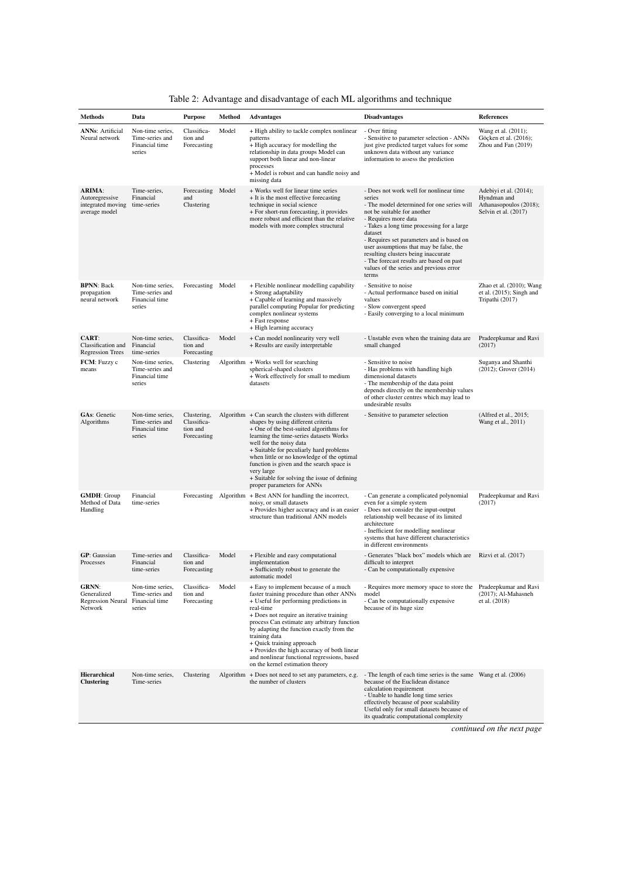Table 2: Advantage and disadvantage of each ML algorithms and technique

| Methods | Data | Purpose | Method | Advantages | Disadvantages | References |
|---|---|---|---|---|---|---|
| **ANNs**: Artificial Neural network | Non-time series, Time-series and Financial time series | Classification and Forecasting | Model | + High ability to tackle complex nonlinear patterns<br>+ High accuracy for modelling the relationship in data groups Model can support both linear and non-linear processes<br>+ Model is robust and can handle noisy and missing data | - Over fitting<br>- Sensitive to parameter selection - ANNs just give predicted target values for some unknown data without any variance information to assess the prediction | Wang et al. (2011); Göçken et al. (2016); Zhou and Fan (2019) |
| **ARIMA**: Autoregressive integrated moving average model | Time-series, Financial time-series | Forecasting and Clustering | Model | + Works well for linear time series<br>+ It is the most effective forecasting technique in social science<br>+ For short-run forecasting, it provides more robust and efficient than the relative models with more complex structural | - Does not work well for nonlinear time series<br>- The model determined for one series will not be suitable for another<br>- Requires more data<br>- Takes a long time processing for a large dataset<br>- Requires set parameters and is based on user assumptions that may be false, the resulting clusters being inaccurate<br>- The forecast results are based on past values of the series and previous error terms | Adebiyi et al. (2014); Hyndman and Athanasopoulos (2018); Selvin et al. (2017) |
| **BPNN**: Back propagation neural network | Non-time series, Time-series and Financial time series | Forecasting | Model | + Flexible nonlinear modelling capability<br>+ Strong adaptability<br>+ Capable of learning and massively parallel computing Popular for predicting complex nonlinear systems<br>+ Fast response<br>+ High learning accuracy | - Sensitive to noise<br>- Actual performance based on initial values<br>- Slow convergent speed<br>- Easily converging to a local minimum | Zhao et al. (2010); Wang et al. (2015); Singh and Tripathi (2017) |
| **CART**: Classification and Regression Trees | Non-time series, Financial time-series | Classification and Forecasting | Model | + Can model nonlinearity very well<br>+ Results are easily interpretable | - Unstable even when the training data are small changed | Pradeepkumar and Ravi (2017) |
| **FCM**: Fuzzy c means | Non-time series, Time-series and Financial time series | Clustering | Algorithm | + Works well for searching spherical-shaped clusters<br>+ Work effectively for small to medium datasets | - Sensitive to noise<br>- Has problems with handling high dimensional datasets<br>- The membership of the data point depends directly on the membership values of other cluster centres which may lead to undesirable results | Suganya and Shanthi (2012); Grover (2014) |
| **GAs**: Genetic Algorithms | Non-time series, Time-series and Financial time series | Clustering, Classification and Forecasting | Algorithm | + Can search the clusters with different shapes by using different criteria<br>+ One of the best-suited algorithms for learning the time-series datasets Works well for the noisy data<br>+ Suitable for peculiarly hard problems when little or no knowledge of the optimal function is given and the search space is very large<br>+ Suitable for solving the issue of defining proper parameters for ANNs | - Sensitive to parameter selection | (Alfred et al., 2015; Wang et al., 2011) |
| **GMDH**: Group Method of Data Handling | Financial time-series | Forecasting | Algorithm | + Best ANN for handling the incorrect, noisy, or small datasets<br>+ Provides higher accuracy and is an easier structure than traditional ANN models | - Can generate a complicated polynomial even for a simple system<br>- Does not consider the input-output relationship well because of its limited architecture<br>- Inefficient for modelling nonlinear systems that have different characteristics in different environments | Pradeepkumar and Ravi (2017) |
| **GP**: Gaussian Processes | Time-series and Financial time-series | Classification and Forecasting | Model | + Flexible and easy computational implementation<br>+ Sufficiently robust to generate the automatic model | - Generates "black box" models which are difficult to interpret<br>- Can be computationally expensive | Rizvi et al. (2017) |
| **GRNN**: Generalized Regression Neural Network | Non-time series, Time-series and Financial time series | Classification and Forecasting | Model | + Easy to implement because of a much faster training procedure than other ANNs<br>+ Useful for performing predictions in real-time<br>+ Does not require an iterative training process Can estimate any arbitrary function by adapting the function exactly from the training data<br>+ Quick training approach<br>+ Provides the high accuracy of both linear and nonlinear functional regressions, based on the kernel estimation theory | - Requires more memory space to store the model<br>- Can be computationally expensive because of its huge size | Pradeepkumar and Ravi (2017); Al-Mahasneh et al. (2018) |
| **Hierarchical Clustering** | Non-time series, Time-series | Clustering | Algorithm | + Does not need to set any parameters, e.g. the number of clusters | - The length of each time series is the same because of the Euclidean distance calculation requirement<br>- Unable to handle long time series effectively because of poor scalability Useful only for small datasets because of its quadratic computational complexity | Wang et al. (2006) |

*continued on the next page*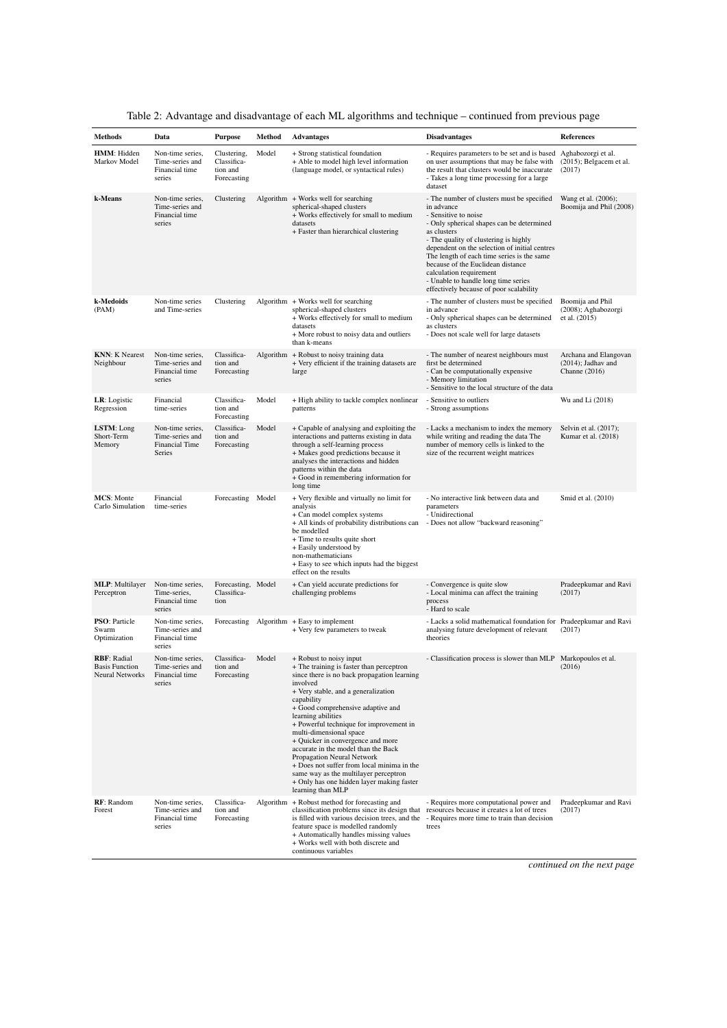Table 2: Advantage and disadvantage of each ML algorithms and technique – continued from previous page

| Methods | Data | Purpose | Method | Advantages | Disadvantages | References |
|---|---|---|---|---|---|---|
| **HMM**: Hidden Markov Model | Non-time series, Time-series and Financial time series | Clustering, Classification and Forecasting | Model | + Strong statistical foundation<br>+ Able to model high level information (language model, or syntactical rules) | - Requires parameters to be set and is based on user assumptions that may be false with the result that clusters would be inaccurate<br>- Takes a long time processing for a large dataset | Aghabozorgi et al. (2015); Belgacem et al. (2017) |
| **k-Means** | Non-time series, Time-series and Financial time series | Clustering | Algorithm | + Works well for searching spherical-shaped clusters<br>+ Works effectively for small to medium datasets<br>+ Faster than hierarchical clustering | - The number of clusters must be specified in advance<br>- Sensitive to noise<br>- Only spherical shapes can be determined as clusters<br>- The quality of clustering is highly dependent on the selection of initial centres The length of each time series is the same because of the Euclidean distance calculation requirement<br>- Unable to handle long time series effectively because of poor scalability | Wang et al. (2006); Boomija and Phil (2008) |
| **k-Medoids** (PAM) | Non-time series and Time-series | Clustering | Algorithm | + Works well for searching spherical-shaped clusters<br>+ Works effectively for small to medium datasets<br>+ More robust to noisy data and outliers than k-means | - The number of clusters must be specified in advance<br>- Only spherical shapes can be determined as clusters<br>- Does not scale well for large datasets | Boomija and Phil (2008); Aghabozorgi et al. (2015) |
| **KNN**: K Nearest Neighbour | Non-time series, Time-series and Financial time series | Classification and Forecasting | Algorithm | + Robust to noisy training data<br>+ Very efficient if the training datasets are large | - The number of nearest neighbours must first be determined<br>- Can be computationally expensive<br>- Memory limitation<br>- Sensitive to the local structure of the data | Archana and Elangovan (2014); Jadhav and Channe (2016) |
| **LR**: Logistic Regression | Financial time-series | Classification and Forecasting | Model | + High ability to tackle complex nonlinear patterns | - Sensitive to outliers<br>- Strong assumptions | Wu and Li (2018) |
| **LSTM**: Long Short-Term Memory | Non-time series, Time-series and Financial Time Series | Classification and Forecasting | Model | + Capable of analysing and exploiting the interactions and patterns existing in data through a self-learning process<br>+ Makes good predictions because it analyses the interactions and hidden patterns within the data<br>+ Good in remembering information for long time | - Lacks a mechanism to index the memory while writing and reading the data The number of memory cells is linked to the size of the recurrent weight matrices | Selvin et al. (2017); Kumar et al. (2018) |
| **MCS**: Monte Carlo Simulation | Financial time-series | Forecasting | Model | + Very flexible and virtually no limit for analysis<br>+ Can model complex systems<br>+ All kinds of probability distributions can be modelled<br>+ Time to results quite short<br>+ Easily understood by non-mathematicians<br>+ Easy to see which inputs had the biggest effect on the results | - No interactive link between data and parameters<br>- Unidirectional<br>- Does not allow "backward reasoning" | Smid et al. (2010) |
| **MLP**: Multilayer Perceptron | Non-time series, Time-series, Financial time series | Forecasting, Classification | Model | + Can yield accurate predictions for challenging problems | - Convergence is quite slow<br>- Local minima can affect the training process<br>- Hard to scale | Pradeepkumar and Ravi (2017) |
| **PSO**: Particle Swarm Optimization | Non-time series, Time-series and Financial time series | Forecasting | Algorithm | + Easy to implement<br>+ Very few parameters to tweak | - Lacks a solid mathematical foundation for analysing future development of relevant theories | Pradeepkumar and Ravi (2017) |
| **RBF**: Radial Basis Function Neural Networks | Non-time series, Time-series and Financial time series | Classification and Forecasting | Model | + Robust to noisy input<br>+ The training is faster than perceptron since there is no back propagation learning involved<br>+ Very stable, and a generalization capability<br>+ Good comprehensive adaptive and learning abilities<br>+ Powerful technique for improvement in multi-dimensional space<br>+ Quicker in convergence and more accurate in the model than the Back Propagation Neural Network<br>+ Does not suffer from local minima in the same way as the multilayer perceptron<br>+ Only has one hidden layer making faster learning than MLP | - Classification process is slower than MLP | Markopoulos et al. (2016) |
| **RF**: Random Forest | Non-time series, Time-series and Financial time series | Classification and Forecasting | Algorithm | + Robust method for forecasting and classification problems since its design that is filled with various decision trees, and the feature space is modelled randomly<br>+ Automatically handles missing values<br>+ Works well with both discrete and continuous variables | - Requires more computational power and resources because it creates a lot of trees<br>- Requires more time to train than decision trees | Pradeepkumar and Ravi (2017) |

*continued on the next page*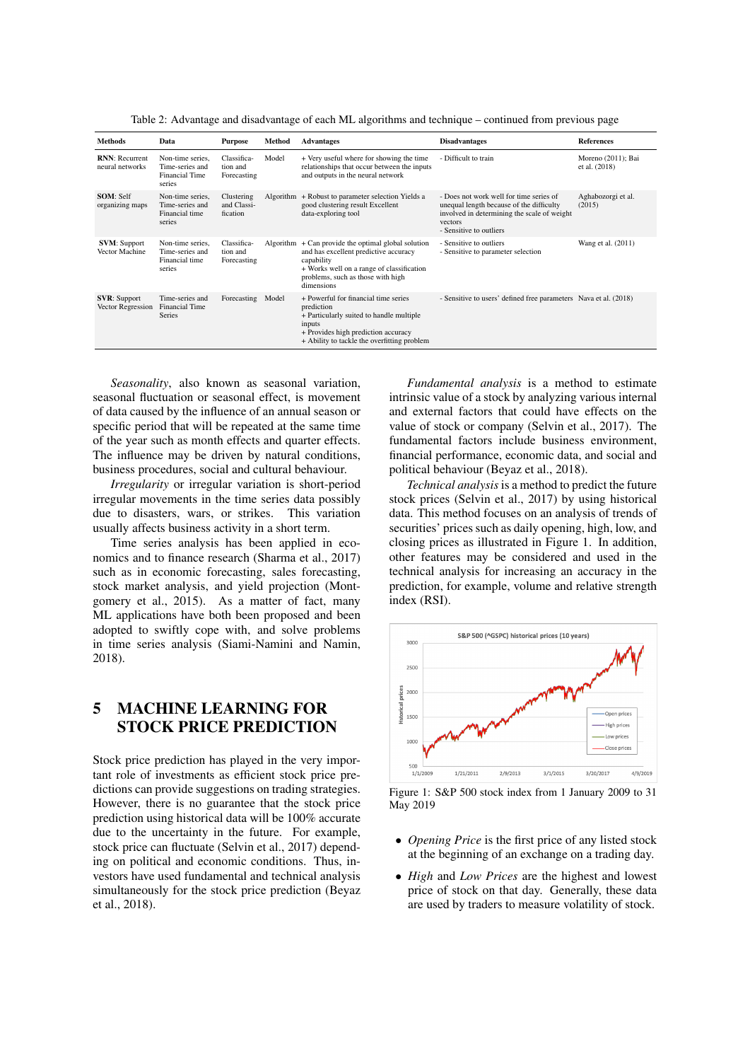Table 2: Advantage and disadvantage of each ML algorithms and technique – continued from previous page

| Methods | Data | Purpose | Method | Advantages | Disadvantages | References |
|---|---|---|---|---|---|---|
| **RNN**: Recurrent neural networks | Non-time series, Time-series and Financial Time series | Classification and Forecasting | Model | + Very useful where for showing the time relationships that occur between the inputs and outputs in the neural network | - Difficult to train | Moreno (2011); Bai et al. (2018) |
| **SOM**: Self organizing maps | Non-time series, Time-series and Financial time series | Clustering and Classification | Algorithm | + Robust to parameter selection Yields a good clustering result Excellent data-exploring tool | - Does not work well for time series of unequal length because of the difficulty involved in determining the scale of weight vectors<br>- Sensitive to outliers | Aghabozorgi et al. (2015) |
| **SVM**: Support Vector Machine | Non-time series, Time-series and Financial time series | Classification and Forecasting | Algorithm | + Can provide the optimal global solution and has excellent predictive accuracy capability<br>+ Works well on a range of classification problems, such as those with high dimensions | - Sensitive to outliers<br>- Sensitive to parameter selection | Wang et al. (2011) |
| **SVR**: Support Vector Regression | Time-series and Financial Time Series | Forecasting | Model | + Powerful for financial time series prediction<br>+ Particularly suited to handle multiple inputs<br>+ Provides high prediction accuracy<br>+ Ability to tackle the overfitting problem | - Sensitive to users' defined free parameters | Nava et al. (2018) |

*Seasonality*, also known as seasonal variation, seasonal fluctuation or seasonal effect, is movement of data caused by the influence of an annual season or specific period that will be repeated at the same time of the year such as month effects and quarter effects. The influence may be driven by natural conditions, business procedures, social and cultural behaviour.

*Irregularity* or irregular variation is short-period irregular movements in the time series data possibly due to disasters, wars, or strikes. This variation usually affects business activity in a short term.

Time series analysis has been applied in economics and to finance research (Sharma et al., 2017) such as in economic forecasting, sales forecasting, stock market analysis, and yield projection (Montgomery et al., 2015). As a matter of fact, many ML applications have both been proposed and been adopted to swiftly cope with, and solve problems in time series analysis (Siami-Namini and Namin, 2018).

# 5 MACHINE LEARNING FOR STOCK PRICE PREDICTION

Stock price prediction has played in the very important role of investments as efficient stock price predictions can provide suggestions on trading strategies. However, there is no guarantee that the stock price prediction using historical data will be 100% accurate due to the uncertainty in the future. For example, stock price can fluctuate (Selvin et al., 2017) depending on political and economic conditions. Thus, investors have used fundamental and technical analysis simultaneously for the stock price prediction (Beyaz et al., 2018).

*Fundamental analysis* is a method to estimate intrinsic value of a stock by analyzing various internal and external factors that could have effects on the value of stock or company (Selvin et al., 2017). The fundamental factors include business environment, financial performance, economic data, and social and political behaviour (Beyaz et al., 2018).

*Technical analysis* is a method to predict the future stock prices (Selvin et al., 2017) by using historical data. This method focuses on an analysis of trends of securities' prices such as daily opening, high, low, and closing prices as illustrated in Figure 1. In addition, other features may be considered and used in the technical analysis for increasing an accuracy in the prediction, for example, volume and relative strength index (RSI).

Figure 1: S&P 500 stock index from 1 January 2009 to 31 May 2019

- *Opening Price* is the first price of any listed stock at the beginning of an exchange on a trading day.
- *High* and *Low Prices* are the highest and lowest price of stock on that day. Generally, these data are used by traders to measure volatility of stock.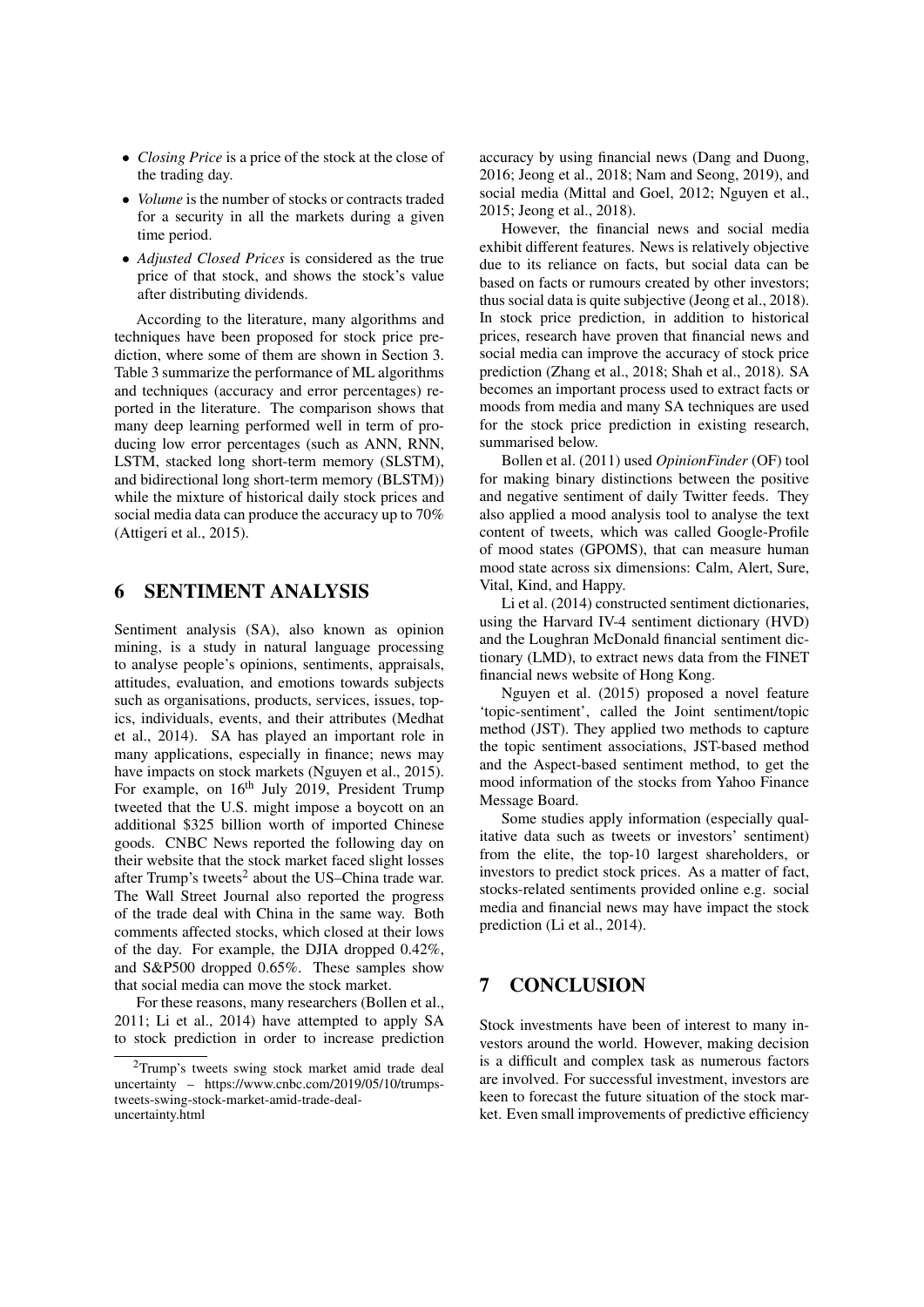- *Closing Price* is a price of the stock at the close of the trading day.
- *Volume* is the number of stocks or contracts traded for a security in all the markets during a given time period.
- *Adjusted Closed Prices* is considered as the true price of that stock, and shows the stock's value after distributing dividends.

According to the literature, many algorithms and techniques have been proposed for stock price prediction, where some of them are shown in Section 3. Table 3 summarize the performance of ML algorithms and techniques (accuracy and error percentages) reported in the literature. The comparison shows that many deep learning performed well in term of producing low error percentages (such as ANN, RNN, LSTM, stacked long short-term memory (SLSTM), and bidirectional long short-term memory (BLSTM)) while the mixture of historical daily stock prices and social media data can produce the accuracy up to 70% (Attigeri et al., 2015).

## 6 SENTIMENT ANALYSIS

Sentiment analysis (SA), also known as opinion mining, is a study in natural language processing to analyse people's opinions, sentiments, appraisals, attitudes, evaluation, and emotions towards subjects such as organisations, products, services, issues, topics, individuals, events, and their attributes (Medhat et al., 2014). SA has played an important role in many applications, especially in finance; news may have impacts on stock markets (Nguyen et al., 2015). For example, on 16th July 2019, President Trump tweeted that the U.S. might impose a boycott on an additional $325 billion worth of imported Chinese goods. CNBC News reported the following day on their website that the stock market faced slight losses after Trump's tweets[2] about the US–China trade war. The Wall Street Journal also reported the progress of the trade deal with China in the same way. Both comments affected stocks, which closed at their lows of the day. For example, the DJIA dropped 0.42%, and S&P500 dropped 0.65%. These samples show that social media can move the stock market.

For these reasons, many researchers (Bollen et al., 2011; Li et al., 2014) have attempted to apply SA to stock prediction in order to increase prediction accuracy by using financial news (Dang and Duong, 2016; Jeong et al., 2018; Nam and Seong, 2019), and social media (Mittal and Goel, 2012; Nguyen et al., 2015; Jeong et al., 2018).

However, the financial news and social media exhibit different features. News is relatively objective due to its reliance on facts, but social data can be based on facts or rumours created by other investors; thus social data is quite subjective (Jeong et al., 2018). In stock price prediction, in addition to historical prices, research have proven that financial news and social media can improve the accuracy of stock price prediction (Zhang et al., 2018; Shah et al., 2018). SA becomes an important process used to extract facts or moods from media and many SA techniques are used for the stock price prediction in existing research, summarised below.

Bollen et al. (2011) used *OpinionFinder* (OF) tool for making binary distinctions between the positive and negative sentiment of daily Twitter feeds. They also applied a mood analysis tool to analyse the text content of tweets, which was called Google-Profile of mood states (GPOMS), that can measure human mood state across six dimensions: Calm, Alert, Sure, Vital, Kind, and Happy.

Li et al. (2014) constructed sentiment dictionaries, using the Harvard IV-4 sentiment dictionary (HVD) and the Loughran McDonald financial sentiment dictionary (LMD), to extract news data from the FINET financial news website of Hong Kong.

Nguyen et al. (2015) proposed a novel feature 'topic-sentiment', called the Joint sentiment/topic method (JST). They applied two methods to capture the topic sentiment associations, JST-based method and the Aspect-based sentiment method, to get the mood information of the stocks from Yahoo Finance Message Board.

Some studies apply information (especially qualitative data such as tweets or investors' sentiment) from the elite, the top-10 largest shareholders, or investors to predict stock prices. As a matter of fact, stocks-related sentiments provided online e.g. social media and financial news may have impact the stock prediction (Li et al., 2014).

## 7 CONCLUSION

Stock investments have been of interest to many investors around the world. However, making decision is a difficult and complex task as numerous factors are involved. For successful investment, investors are keen to forecast the future situation of the stock market. Even small improvements of predictive efficiency

[2]Trump's tweets swing stock market amid trade deal uncertainty – https://www.cnbc.com/2019/05/10/trumps-tweets-swing-stock-market-amid-trade-deal-uncertainty.html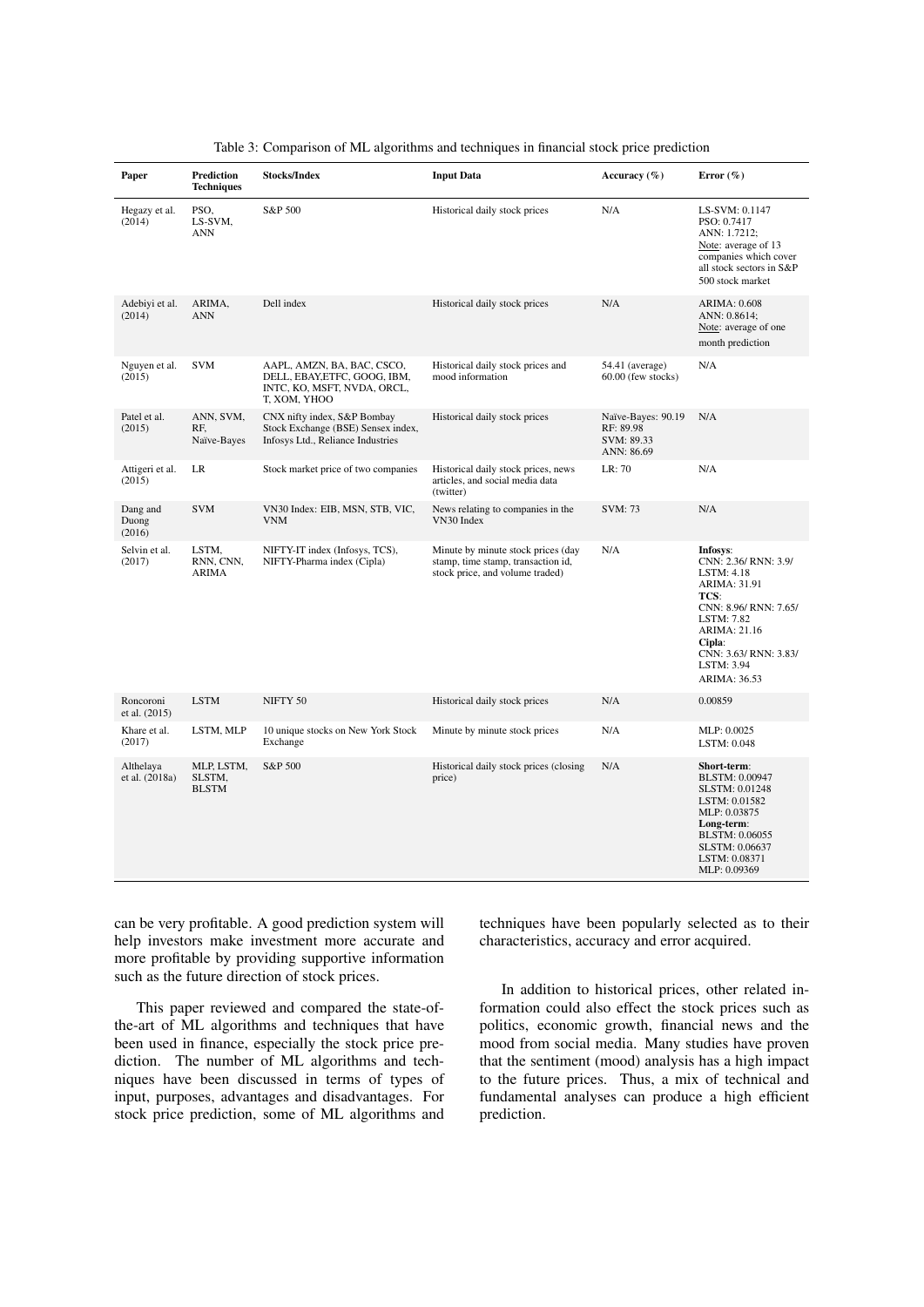Table 3: Comparison of ML algorithms and techniques in financial stock price prediction

| Paper | Prediction Techniques | Stocks/Index | Input Data | Accuracy (%) | Error (%) |
|---|---|---|---|---|---|
| Hegazy et al. (2014) | PSO, LS-SVM, ANN | S&P 500 | Historical daily stock prices | N/A | LS-SVM: 0.1147<br>PSO: 0.7417<br>ANN: 1.7212;<br>Note: average of 13 companies which cover all stock sectors in S&P 500 stock market |
| Adebiyi et al. (2014) | ARIMA, ANN | Dell index | Historical daily stock prices | N/A | ARIMA: 0.608<br>ANN: 0.8614;<br>Note: average of one month prediction |
| Nguyen et al. (2015) | SVM | AAPL, AMZN, BA, BAC, CSCO, DELL, EBAY,ETFC, GOOG, IBM, INTC, KO, MSFT, NVDA, ORCL, T, XOM, YHOO | Historical daily stock prices and mood information | 54.41 (average)<br>60.00 (few stocks) | N/A |
| Patel et al. (2015) | ANN, SVM, RF, Naïve-Bayes | CNX nifty index, S&P Bombay Stock Exchange (BSE) Sensex index, Infosys Ltd., Reliance Industries | Historical daily stock prices | Naïve-Bayes: 90.19<br>RF: 89.98<br>SVM: 89.33<br>ANN: 86.69 | N/A |
| Attigeri et al. (2015) | LR | Stock market price of two companies | Historical daily stock prices, news articles, and social media data (twitter) | LR: 70 | N/A |
| Dang and Duong (2016) | SVM | VN30 Index: EIB, MSN, STB, VIC, VNM | News relating to companies in the VN30 Index | SVM: 73 | N/A |
| Selvin et al. (2017) | LSTM, RNN, CNN, ARIMA | NIFTY-IT index (Infosys, TCS), NIFTY-Pharma index (Cipla) | Minute by minute stock prices (day stamp, time stamp, transaction id, stock price, and volume traded) | N/A | **Infosys**:<br>CNN: 2.36/ RNN: 3.9/ LSTM: 4.18<br>ARIMA: 31.91<br>**TCS**:<br>CNN: 8.96/ RNN: 7.65/ LSTM: 7.82<br>ARIMA: 21.16<br>**Cipla**:<br>CNN: 3.63/ RNN: 3.83/ LSTM: 3.94<br>ARIMA: 36.53 |
| Roncoroni et al. (2015) | LSTM | NIFTY 50 | Historical daily stock prices | N/A | 0.00859 |
| Khare et al. (2017) | LSTM, MLP | 10 unique stocks on New York Stock Exchange | Minute by minute stock prices | N/A | MLP: 0.0025<br>LSTM: 0.048 |
| Althelaya et al. (2018a) | MLP, LSTM, SLSTM, BLSTM | S&P 500 | Historical daily stock prices (closing price) | N/A | **Short-term**:<br>BLSTM: 0.00947<br>SLSTM: 0.01248<br>LSTM: 0.01582<br>MLP: 0.03875<br>**Long-term**:<br>BLSTM: 0.06055<br>SLSTM: 0.06637<br>LSTM: 0.08371<br>MLP: 0.09369 |

can be very profitable. A good prediction system will help investors make investment more accurate and more profitable by providing supportive information such as the future direction of stock prices.

This paper reviewed and compared the state-of-the-art of ML algorithms and techniques that have been used in finance, especially the stock price prediction. The number of ML algorithms and techniques have been discussed in terms of types of input, purposes, advantages and disadvantages. For stock price prediction, some of ML algorithms and techniques have been popularly selected as to their characteristics, accuracy and error acquired.

In addition to historical prices, other related information could also effect the stock prices such as politics, economic growth, financial news and the mood from social media. Many studies have proven that the sentiment (mood) analysis has a high impact to the future prices. Thus, a mix of technical and fundamental analyses can produce a high efficient prediction.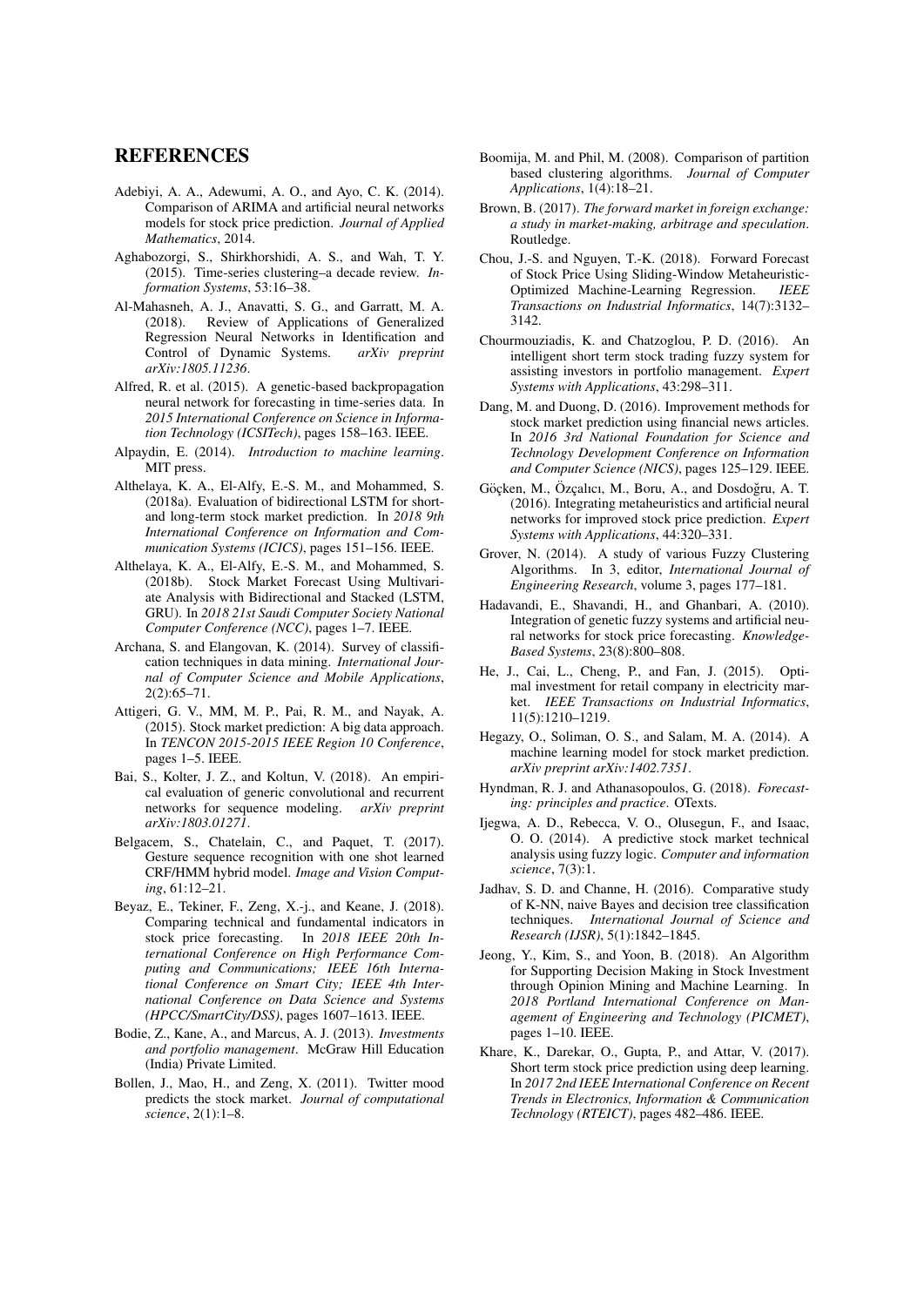# REFERENCES

Adebiyi, A. A., Adewumi, A. O., and Ayo, C. K. (2014). Comparison of ARIMA and artificial neural networks models for stock price prediction. *Journal of Applied Mathematics*, 2014.

Aghabozorgi, S., Shirkhorshidi, A. S., and Wah, T. Y. (2015). Time-series clustering–a decade review. *Information Systems*, 53:16–38.

Al-Mahasneh, A. J., Anavatti, S. G., and Garratt, M. A. (2018). Review of Applications of Generalized Regression Neural Networks in Identification and Control of Dynamic Systems. *arXiv preprint arXiv:1805.11236*.

Alfred, R. et al. (2015). A genetic-based backpropagation neural network for forecasting in time-series data. In *2015 International Conference on Science in Information Technology (ICSITech)*, pages 158–163. IEEE.

Alpaydin, E. (2014). *Introduction to machine learning*. MIT press.

Althelaya, K. A., El-Alfy, E.-S. M., and Mohammed, S. (2018a). Evaluation of bidirectional LSTM for short-and long-term stock market prediction. In *2018 9th International Conference on Information and Communication Systems (ICICS)*, pages 151–156. IEEE.

Althelaya, K. A., El-Alfy, E.-S. M., and Mohammed, S. (2018b). Stock Market Forecast Using Multivariate Analysis with Bidirectional and Stacked (LSTM, GRU). In *2018 21st Saudi Computer Society National Computer Conference (NCC)*, pages 1–7. IEEE.

Archana, S. and Elangovan, K. (2014). Survey of classification techniques in data mining. *International Journal of Computer Science and Mobile Applications*, 2(2):65–71.

Attigeri, G. V., MM, M. P., Pai, R. M., and Nayak, A. (2015). Stock market prediction: A big data approach. In *TENCON 2015-2015 IEEE Region 10 Conference*, pages 1–5. IEEE.

Bai, S., Kolter, J. Z., and Koltun, V. (2018). An empirical evaluation of generic convolutional and recurrent networks for sequence modeling. *arXiv preprint arXiv:1803.01271*.

Belgacem, S., Chatelain, C., and Paquet, T. (2017). Gesture sequence recognition with one shot learned CRF/HMM hybrid model. *Image and Vision Computing*, 61:12–21.

Beyaz, E., Tekiner, F., Zeng, X.-j., and Keane, J. (2018). Comparing technical and fundamental indicators in stock price forecasting. In *2018 IEEE 20th International Conference on High Performance Computing and Communications; IEEE 16th International Conference on Smart City; IEEE 4th International Conference on Data Science and Systems (HPCC/SmartCity/DSS)*, pages 1607–1613. IEEE.

Bodie, Z., Kane, A., and Marcus, A. J. (2013). *Investments and portfolio management*. McGraw Hill Education (India) Private Limited.

Bollen, J., Mao, H., and Zeng, X. (2011). Twitter mood predicts the stock market. *Journal of computational science*, 2(1):1–8.

Boomija, M. and Phil, M. (2008). Comparison of partition based clustering algorithms. *Journal of Computer Applications*, 1(4):18–21.

Brown, B. (2017). *The forward market in foreign exchange: a study in market-making, arbitrage and speculation*. Routledge.

Chou, J.-S. and Nguyen, T.-K. (2018). Forward Forecast of Stock Price Using Sliding-Window Metaheuristic-Optimized Machine-Learning Regression. *IEEE Transactions on Industrial Informatics*, 14(7):3132–3142.

Chourmouziadis, K. and Chatzoglou, P. D. (2016). An intelligent short term stock trading fuzzy system for assisting investors in portfolio management. *Expert Systems with Applications*, 43:298–311.

Dang, M. and Duong, D. (2016). Improvement methods for stock market prediction using financial news articles. In *2016 3rd National Foundation for Science and Technology Development Conference on Information and Computer Science (NICS)*, pages 125–129. IEEE.

Göçken, M., Özçalıcı, M., Boru, A., and Dosdoğru, A. T. (2016). Integrating metaheuristics and artificial neural networks for improved stock price prediction. *Expert Systems with Applications*, 44:320–331.

Grover, N. (2014). A study of various Fuzzy Clustering Algorithms. In 3, editor, *International Journal of Engineering Research*, volume 3, pages 177–181.

Hadavandi, E., Shavandi, H., and Ghanbari, A. (2010). Integration of genetic fuzzy systems and artificial neural networks for stock price forecasting. *Knowledge-Based Systems*, 23(8):800–808.

He, J., Cai, L., Cheng, P., and Fan, J. (2015). Optimal investment for retail company in electricity market. *IEEE Transactions on Industrial Informatics*, 11(5):1210–1219.

Hegazy, O., Soliman, O. S., and Salam, M. A. (2014). A machine learning model for stock market prediction. *arXiv preprint arXiv:1402.7351*.

Hyndman, R. J. and Athanasopoulos, G. (2018). *Forecasting: principles and practice*. OTexts.

Ijegwa, A. D., Rebecca, V. O., Olusegun, F., and Isaac, O. O. (2014). A predictive stock market technical analysis using fuzzy logic. *Computer and information science*, 7(3):1.

Jadhav, S. D. and Channe, H. (2016). Comparative study of K-NN, naive Bayes and decision tree classification techniques. *International Journal of Science and Research (IJSR)*, 5(1):1842–1845.

Jeong, Y., Kim, S., and Yoon, B. (2018). An Algorithm for Supporting Decision Making in Stock Investment through Opinion Mining and Machine Learning. In *2018 Portland International Conference on Management of Engineering and Technology (PICMET)*, pages 1–10. IEEE.

Khare, K., Darekar, O., Gupta, P., and Attar, V. (2017). Short term stock price prediction using deep learning. In *2017 2nd IEEE International Conference on Recent Trends in Electronics, Information & Communication Technology (RTEICT)*, pages 482–486. IEEE.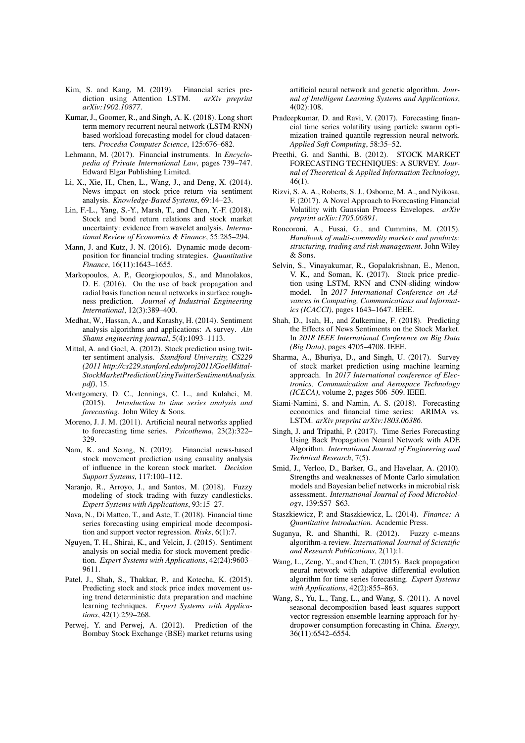Kim, S. and Kang, M. (2019). Financial series prediction using Attention LSTM. *arXiv preprint arXiv:1902.10877*.

Kumar, J., Goomer, R., and Singh, A. K. (2018). Long short term memory recurrent neural network (LSTM-RNN) based workload forecasting model for cloud datacenters. *Procedia Computer Science*, 125:676–682.

Lehmann, M. (2017). Financial instruments. In *Encyclopedia of Private International Law*, pages 739–747. Edward Elgar Publishing Limited.

Li, X., Xie, H., Chen, L., Wang, J., and Deng, X. (2014). News impact on stock price return via sentiment analysis. *Knowledge-Based Systems*, 69:14–23.

Lin, F.-L., Yang, S.-Y., Marsh, T., and Chen, Y.-F. (2018). Stock and bond return relations and stock market uncertainty: evidence from wavelet analysis. *International Review of Economics & Finance*, 55:285–294.

Mann, J. and Kutz, J. N. (2016). Dynamic mode decomposition for financial trading strategies. *Quantitative Finance*, 16(11):1643–1655.

Markopoulos, A. P., Georgiopoulos, S., and Manolakos, D. E. (2016). On the use of back propagation and radial basis function neural networks in surface roughness prediction. *Journal of Industrial Engineering International*, 12(3):389–400.

Medhat, W., Hassan, A., and Korashy, H. (2014). Sentiment analysis algorithms and applications: A survey. *Ain Shams engineering journal*, 5(4):1093–1113.

Mittal, A. and Goel, A. (2012). Stock prediction using twitter sentiment analysis. *Standford University, CS229 (2011 http://cs229.stanford.edu/proj2011/GoelMittal-StockMarketPredictionUsingTwitterSentimentAnalysis.pdf)*, 15.

Montgomery, D. C., Jennings, C. L., and Kulahci, M. (2015). *Introduction to time series analysis and forecasting*. John Wiley & Sons.

Moreno, J. J. M. (2011). Artificial neural networks applied to forecasting time series. *Psicothema*, 23(2):322–329.

Nam, K. and Seong, N. (2019). Financial news-based stock movement prediction using causality analysis of influence in the korean stock market. *Decision Support Systems*, 117:100–112.

Naranjo, R., Arroyo, J., and Santos, M. (2018). Fuzzy modeling of stock trading with fuzzy candlesticks. *Expert Systems with Applications*, 93:15–27.

Nava, N., Di Matteo, T., and Aste, T. (2018). Financial time series forecasting using empirical mode decomposition and support vector regression. *Risks*, 6(1):7.

Nguyen, T. H., Shirai, K., and Velcin, J. (2015). Sentiment analysis on social media for stock movement prediction. *Expert Systems with Applications*, 42(24):9603–9611.

Patel, J., Shah, S., Thakkar, P., and Kotecha, K. (2015). Predicting stock and stock price index movement using trend deterministic data preparation and machine learning techniques. *Expert Systems with Applications*, 42(1):259–268.

Perwej, Y. and Perwej, A. (2012). Prediction of the Bombay Stock Exchange (BSE) market returns using artificial neural network and genetic algorithm. *Journal of Intelligent Learning Systems and Applications*, 4(02):108.

Pradeepkumar, D. and Ravi, V. (2017). Forecasting financial time series volatility using particle swarm optimization trained quantile regression neural network. *Applied Soft Computing*, 58:35–52.

Preethi, G. and Santhi, B. (2012). STOCK MARKET FORECASTING TECHNIQUES: A SURVEY. *Journal of Theoretical & Applied Information Technology*, 46(1).

Rizvi, S. A. A., Roberts, S. J., Osborne, M. A., and Nyikosa, F. (2017). A Novel Approach to Forecasting Financial Volatility with Gaussian Process Envelopes. *arXiv preprint arXiv:1705.00891*.

Roncoroni, A., Fusai, G., and Cummins, M. (2015). *Handbook of multi-commodity markets and products: structuring, trading and risk management*. John Wiley & Sons.

Selvin, S., Vinayakumar, R., Gopalakrishnan, E., Menon, V. K., and Soman, K. (2017). Stock price prediction using LSTM, RNN and CNN-sliding window model. In *2017 International Conference on Advances in Computing, Communications and Informatics (ICACCI)*, pages 1643–1647. IEEE.

Shah, D., Isah, H., and Zulkernine, F. (2018). Predicting the Effects of News Sentiments on the Stock Market. In *2018 IEEE International Conference on Big Data (Big Data)*, pages 4705–4708. IEEE.

Sharma, A., Bhuriya, D., and Singh, U. (2017). Survey of stock market prediction using machine learning approach. In *2017 International conference of Electronics, Communication and Aerospace Technology (ICECA)*, volume 2, pages 506–509. IEEE.

Siami-Namini, S. and Namin, A. S. (2018). Forecasting economics and financial time series: ARIMA vs. LSTM. *arXiv preprint arXiv:1803.06386*.

Singh, J. and Tripathi, P. (2017). Time Series Forecasting Using Back Propagation Neural Network with ADE Algorithm. *International Journal of Engineering and Technical Research*, 7(5).

Smid, J., Verloo, D., Barker, G., and Havelaar, A. (2010). Strengths and weaknesses of Monte Carlo simulation models and Bayesian belief networks in microbial risk assessment. *International Journal of Food Microbiology*, 139:S57–S63.

Staszkiewicz, P. and Staszkiewicz, L. (2014). *Finance: A Quantitative Introduction*. Academic Press.

Suganya, R. and Shanthi, R. (2012). Fuzzy c-means algorithm-a review. *International Journal of Scientific and Research Publications*, 2(11):1.

Wang, L., Zeng, Y., and Chen, T. (2015). Back propagation neural network with adaptive differential evolution algorithm for time series forecasting. *Expert Systems with Applications*, 42(2):855–863.

Wang, S., Yu, L., Tang, L., and Wang, S. (2011). A novel seasonal decomposition based least squares support vector regression ensemble learning approach for hydropower consumption forecasting in China. *Energy*, 36(11):6542–6554.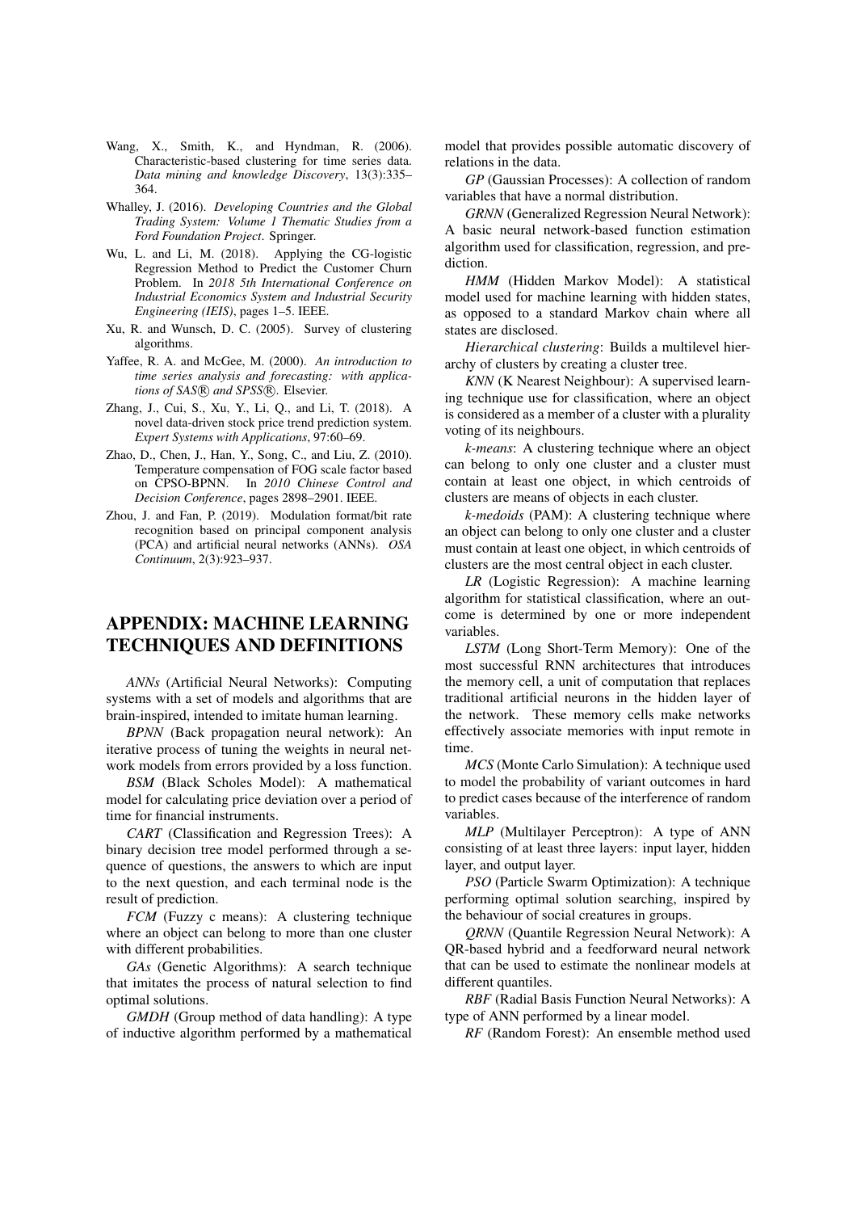Wang, X., Smith, K., and Hyndman, R. (2006). Characteristic-based clustering for time series data. *Data mining and knowledge Discovery*, 13(3):335–364.

Whalley, J. (2016). *Developing Countries and the Global Trading System: Volume 1 Thematic Studies from a Ford Foundation Project*. Springer.

Wu, L. and Li, M. (2018). Applying the CG-logistic Regression Method to Predict the Customer Churn Problem. In *2018 5th International Conference on Industrial Economics System and Industrial Security Engineering (IEIS)*, pages 1–5. IEEE.

Xu, R. and Wunsch, D. C. (2005). Survey of clustering algorithms.

Yaffee, R. A. and McGee, M. (2000). *An introduction to time series analysis and forecasting: with applications of SAS® and SPSS®*. Elsevier.

Zhang, J., Cui, S., Xu, Y., Li, Q., and Li, T. (2018). A novel data-driven stock price trend prediction system. *Expert Systems with Applications*, 97:60–69.

Zhao, D., Chen, J., Han, Y., Song, C., and Liu, Z. (2010). Temperature compensation of FOG scale factor based on CPSO-BPNN. In *2010 Chinese Control and Decision Conference*, pages 2898–2901. IEEE.

Zhou, J. and Fan, P. (2019). Modulation format/bit rate recognition based on principal component analysis (PCA) and artificial neural networks (ANNs). *OSA Continuum*, 2(3):923–937.

# APPENDIX: MACHINE LEARNING TECHNIQUES AND DEFINITIONS

*ANNs* (Artificial Neural Networks): Computing systems with a set of models and algorithms that are brain-inspired, intended to imitate human learning.

*BPNN* (Back propagation neural network): An iterative process of tuning the weights in neural network models from errors provided by a loss function.

*BSM* (Black Scholes Model): A mathematical model for calculating price deviation over a period of time for financial instruments.

*CART* (Classification and Regression Trees): A binary decision tree model performed through a sequence of questions, the answers to which are input to the next question, and each terminal node is the result of prediction.

*FCM* (Fuzzy c means): A clustering technique where an object can belong to more than one cluster with different probabilities.

*GAs* (Genetic Algorithms): A search technique that imitates the process of natural selection to find optimal solutions.

*GMDH* (Group method of data handling): A type of inductive algorithm performed by a mathematical model that provides possible automatic discovery of relations in the data.

*GP* (Gaussian Processes): A collection of random variables that have a normal distribution.

*GRNN* (Generalized Regression Neural Network): A basic neural network-based function estimation algorithm used for classification, regression, and prediction.

*HMM* (Hidden Markov Model): A statistical model used for machine learning with hidden states, as opposed to a standard Markov chain where all states are disclosed.

*Hierarchical clustering*: Builds a multilevel hierarchy of clusters by creating a cluster tree.

*KNN* (K Nearest Neighbour): A supervised learning technique use for classification, where an object is considered as a member of a cluster with a plurality voting of its neighbours.

*k-means*: A clustering technique where an object can belong to only one cluster and a cluster must contain at least one object, in which centroids of clusters are means of objects in each cluster.

*k-medoids* (PAM): A clustering technique where an object can belong to only one cluster and a cluster must contain at least one object, in which centroids of clusters are the most central object in each cluster.

*LR* (Logistic Regression): A machine learning algorithm for statistical classification, where an outcome is determined by one or more independent variables.

*LSTM* (Long Short-Term Memory): One of the most successful RNN architectures that introduces the memory cell, a unit of computation that replaces traditional artificial neurons in the hidden layer of the network. These memory cells make networks effectively associate memories with input remote in time.

*MCS* (Monte Carlo Simulation): A technique used to model the probability of variant outcomes in hard to predict cases because of the interference of random variables.

*MLP* (Multilayer Perceptron): A type of ANN consisting of at least three layers: input layer, hidden layer, and output layer.

*PSO* (Particle Swarm Optimization): A technique performing optimal solution searching, inspired by the behaviour of social creatures in groups.

*QRNN* (Quantile Regression Neural Network): A QR-based hybrid and a feedforward neural network that can be used to estimate the nonlinear models at different quantiles.

*RBF* (Radial Basis Function Neural Networks): A type of ANN performed by a linear model.

*RF* (Random Forest): An ensemble method used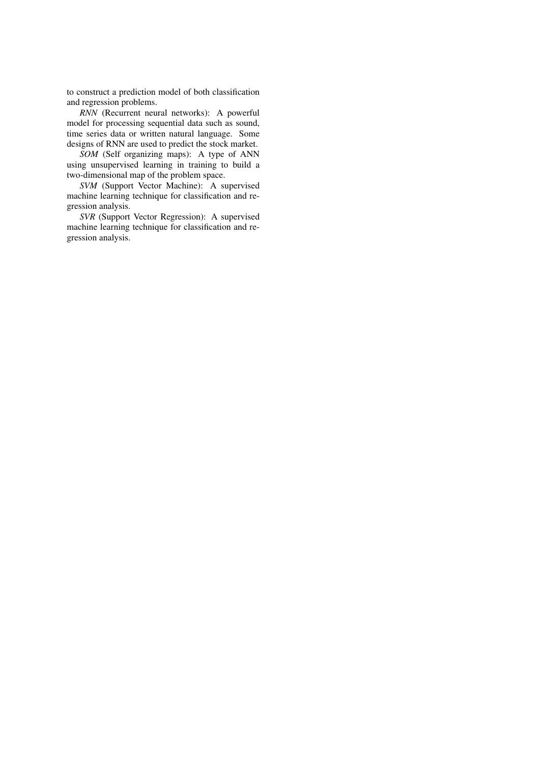to construct a prediction model of both classification and regression problems.

*RNN* (Recurrent neural networks): A powerful model for processing sequential data such as sound, time series data or written natural language. Some designs of RNN are used to predict the stock market.

*SOM* (Self organizing maps): A type of ANN using unsupervised learning in training to build a two-dimensional map of the problem space.

*SVM* (Support Vector Machine): A supervised machine learning technique for classification and regression analysis.

*SVR* (Support Vector Regression): A supervised machine learning technique for classification and regression analysis.